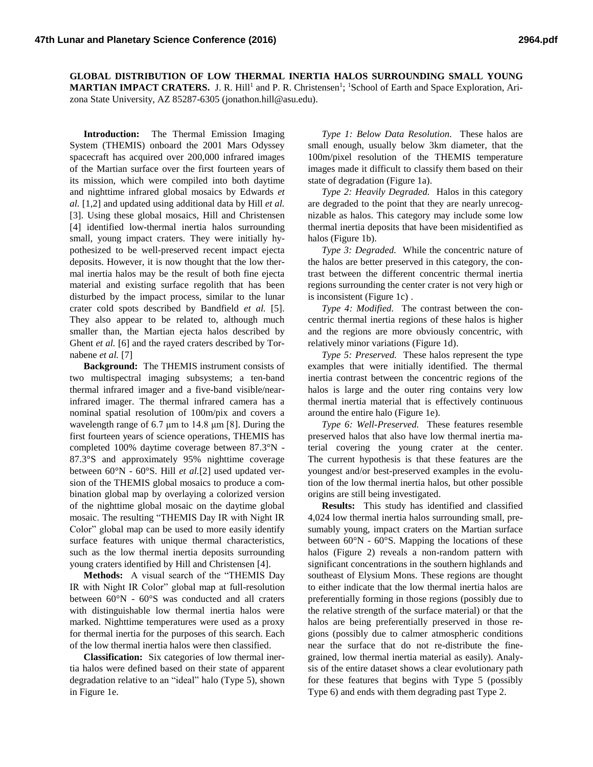# GLOBAL DISTRIBUTION OF LOW THERMAL INERTIA HALOS SURROUNDING SMALL YOUNG MARTIAN IMPACT CRATERS.

J. R. Hill[1] and P. R. Christensen[1]; [1]School of Earth and Space Exploration, Arizona State University, AZ 85287-6305 (jonathon.hill@asu.edu).

**Introduction:** The Thermal Emission Imaging System (THEMIS) onboard the 2001 Mars Odyssey spacecraft has acquired over 200,000 infrared images of the Martian surface over the first fourteen years of its mission, which were compiled into both daytime and nighttime infrared global mosaics by Edwards *et al.* [1,2] and updated using additional data by Hill *et al.* [3]. Using these global mosaics, Hill and Christensen [4] identified low-thermal inertia halos surrounding small, young impact craters. They were initially hypothesized to be well-preserved recent impact ejecta deposits. However, it is now thought that the low thermal inertia halos may be the result of both fine ejecta material and existing surface regolith that has been disturbed by the impact process, similar to the lunar crater cold spots described by Bandfield *et al.* [5]. They also appear to be related to, although much smaller than, the Martian ejecta halos described by Ghent *et al.* [6] and the rayed craters described by Tornabene *et al.* [7]

**Background:** The THEMIS instrument consists of two multispectral imaging subsystems; a ten-band thermal infrared imager and a five-band visible/near-infrared imager. The thermal infrared camera has a nominal spatial resolution of 100m/pix and covers a wavelength range of 6.7 μm to 14.8 μm [8]. During the first fourteen years of science operations, THEMIS has completed 100% daytime coverage between 87.3°N - 87.3°S and approximately 95% nighttime coverage between 60°N - 60°S. Hill *et al.*[2] used updated version of the THEMIS global mosaics to produce a combination global map by overlaying a colorized version of the nighttime global mosaic on the daytime global mosaic. The resulting "THEMIS Day IR with Night IR Color" global map can be used to more easily identify surface features with unique thermal characteristics, such as the low thermal inertia deposits surrounding young craters identified by Hill and Christensen [4].

**Methods:** A visual search of the "THEMIS Day IR with Night IR Color" global map at full-resolution between 60°N - 60°S was conducted and all craters with distinguishable low thermal inertia halos were marked. Nighttime temperatures were used as a proxy for thermal inertia for the purposes of this search. Each of the low thermal inertia halos were then classified.

**Classification:** Six categories of low thermal inertia halos were defined based on their state of apparent degradation relative to an "ideal" halo (Type 5), shown in Figure 1e.

*Type 1: Below Data Resolution.* These halos are small enough, usually below 3km diameter, that the 100m/pixel resolution of the THEMIS temperature images made it difficult to classify them based on their state of degradation (Figure 1a).

*Type 2: Heavily Degraded.* Halos in this category are degraded to the point that they are nearly unrecognizable as halos. This category may include some low thermal inertia deposits that have been misidentified as halos (Figure 1b).

*Type 3: Degraded.* While the concentric nature of the halos are better preserved in this category, the contrast between the different concentric thermal inertia regions surrounding the center crater is not very high or is inconsistent (Figure 1c) .

*Type 4: Modified.* The contrast between the concentric thermal inertia regions of these halos is higher and the regions are more obviously concentric, with relatively minor variations (Figure 1d).

*Type 5: Preserved.* These halos represent the type examples that were initially identified. The thermal inertia contrast between the concentric regions of the halos is large and the outer ring contains very low thermal inertia material that is effectively continuous around the entire halo (Figure 1e).

*Type 6: Well-Preserved.* These features resemble preserved halos that also have low thermal inertia material covering the young crater at the center. The current hypothesis is that these features are the youngest and/or best-preserved examples in the evolution of the low thermal inertia halos, but other possible origins are still being investigated.

**Results:** This study has identified and classified 4,024 low thermal inertia halos surrounding small, presumably young, impact craters on the Martian surface between 60°N - 60°S. Mapping the locations of these halos (Figure 2) reveals a non-random pattern with significant concentrations in the southern highlands and southeast of Elysium Mons. These regions are thought to either indicate that the low thermal inertia halos are preferentially forming in those regions (possibly due to the relative strength of the surface material) or that the halos are being preferentially preserved in those regions (possibly due to calmer atmospheric conditions near the surface that do not re-distribute the fine-grained, low thermal inertia material as easily). Analysis of the entire dataset shows a clear evolutionary path for these features that begins with Type 5 (possibly Type 6) and ends with them degrading past Type 2.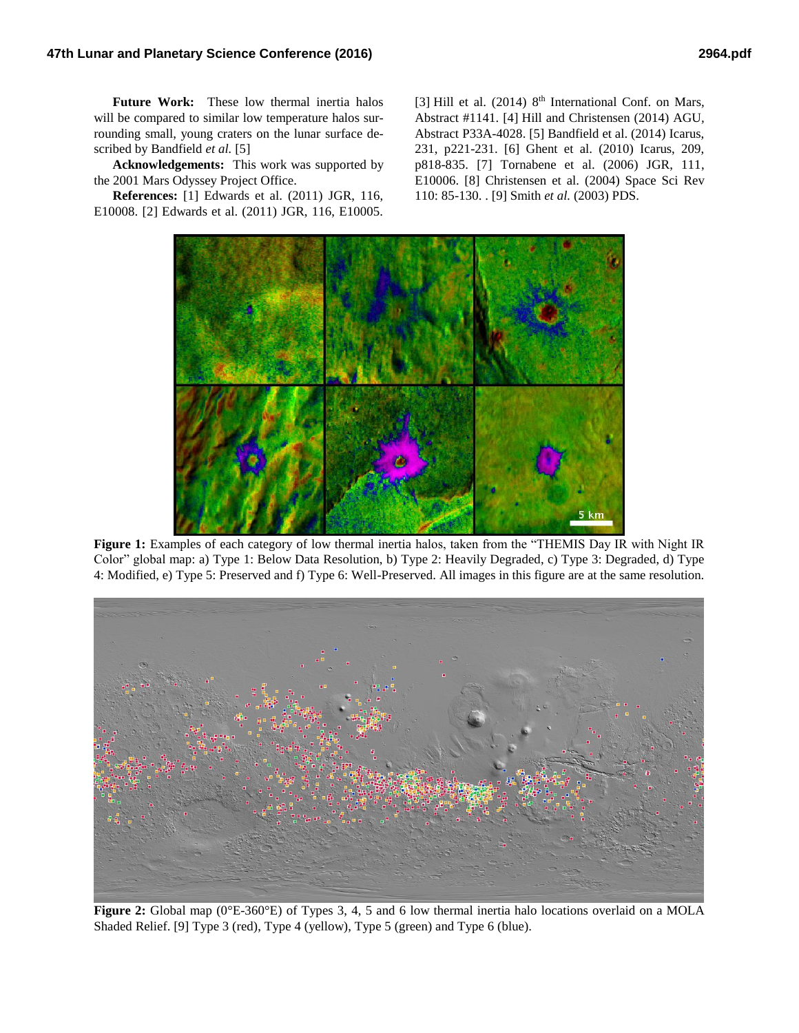**Future Work:** These low thermal inertia halos will be compared to similar low temperature halos surrounding small, young craters on the lunar surface described by Bandfield *et al.* [5]

**Acknowledgements:** This work was supported by the 2001 Mars Odyssey Project Office.

**References:** [1] Edwards et al. (2011) JGR, 116, E10008. [2] Edwards et al. (2011) JGR, 116, E10005. [3] Hill et al. (2014) 8th International Conf. on Mars, Abstract #1141. [4] Hill and Christensen (2014) AGU, Abstract P33A-4028. [5] Bandfield et al. (2014) Icarus, 231, p221-231. [6] Ghent et al. (2010) Icarus, 209, p818-835. [7] Tornabene et al. (2006) JGR, 111, E10006. [8] Christensen et al. (2004) Space Sci Rev 110: 85-130. . [9] Smith *et al.* (2003) PDS.

5 km

**Figure 1:** Examples of each category of low thermal inertia halos, taken from the "THEMIS Day IR with Night IR Color" global map: a) Type 1: Below Data Resolution, b) Type 2: Heavily Degraded, c) Type 3: Degraded, d) Type 4: Modified, e) Type 5: Preserved and f) Type 6: Well-Preserved. All images in this figure are at the same resolution.

**Figure 2:** Global map (0°E-360°E) of Types 3, 4, 5 and 6 low thermal inertia halo locations overlaid on a MOLA Shaded Relief. [9] Type 3 (red), Type 4 (yellow), Type 5 (green) and Type 6 (blue).